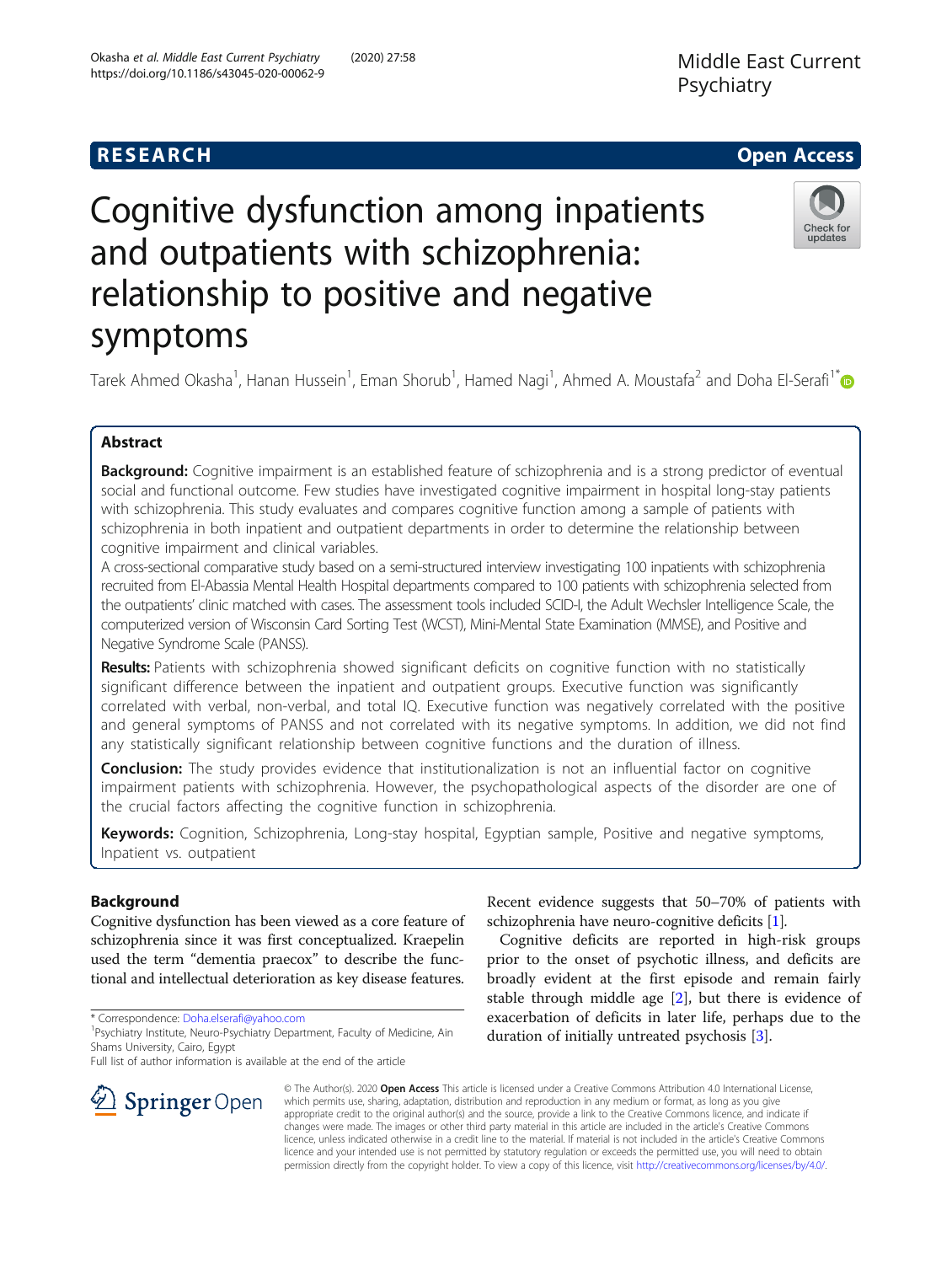RESEARCH Open Access

# Cognitive dysfunction among inpatients and outpatients with schizophrenia: relationship to positive and negative symptoms

Tarek Ahmed Okasha[1], Hanan Hussein[1], Eman Shorub[1], Hamed Nagi[1], Ahmed A. Moustafa[2] and Doha El-Serafi[1*]

## Abstract

**Background:** Cognitive impairment is an established feature of schizophrenia and is a strong predictor of eventual social and functional outcome. Few studies have investigated cognitive impairment in hospital long-stay patients with schizophrenia. This study evaluates and compares cognitive function among a sample of patients with schizophrenia in both inpatient and outpatient departments in order to determine the relationship between cognitive impairment and clinical variables.

A cross-sectional comparative study based on a semi-structured interview investigating 100 inpatients with schizophrenia recruited from El-Abassia Mental Health Hospital departments compared to 100 patients with schizophrenia selected from the outpatients' clinic matched with cases. The assessment tools included SCID-I, the Adult Wechsler Intelligence Scale, the computerized version of Wisconsin Card Sorting Test (WCST), Mini-Mental State Examination (MMSE), and Positive and Negative Syndrome Scale (PANSS).

**Results:** Patients with schizophrenia showed significant deficits on cognitive function with no statistically significant difference between the inpatient and outpatient groups. Executive function was significantly correlated with verbal, non-verbal, and total IQ. Executive function was negatively correlated with the positive and general symptoms of PANSS and not correlated with its negative symptoms. In addition, we did not find any statistically significant relationship between cognitive functions and the duration of illness.

**Conclusion:** The study provides evidence that institutionalization is not an influential factor on cognitive impairment patients with schizophrenia. However, the psychopathological aspects of the disorder are one of the crucial factors affecting the cognitive function in schizophrenia.

**Keywords:** Cognition, Schizophrenia, Long-stay hospital, Egyptian sample, Positive and negative symptoms, Inpatient vs. outpatient

## Background

Cognitive dysfunction has been viewed as a core feature of schizophrenia since it was first conceptualized. Kraepelin used the term "dementia praecox" to describe the functional and intellectual deterioration as key disease features. Recent evidence suggests that 50–70% of patients with schizophrenia have neuro-cognitive deficits [1].

Cognitive deficits are reported in high-risk groups prior to the onset of psychotic illness, and deficits are broadly evident at the first episode and remain fairly stable through middle age [2], but there is evidence of exacerbation of deficits in later life, perhaps due to the duration of initially untreated psychosis [3].

* Correspondence: Doha.elserafi@yahoo.com
[1]Psychiatry Institute, Neuro-Psychiatry Department, Faculty of Medicine, Ain Shams University, Cairo, Egypt
Full list of author information is available at the end of the article

© The Author(s). 2020 **Open Access** This article is licensed under a Creative Commons Attribution 4.0 International License, which permits use, sharing, adaptation, distribution and reproduction in any medium or format, as long as you give appropriate credit to the original author(s) and the source, provide a link to the Creative Commons licence, and indicate if changes were made. The images or other third party material in this article are included in the article's Creative Commons licence, unless indicated otherwise in a credit line to the material. If material is not included in the article's Creative Commons licence and your intended use is not permitted by statutory regulation or exceeds the permitted use, you will need to obtain permission directly from the copyright holder. To view a copy of this licence, visit http://creativecommons.org/licenses/by/4.0/.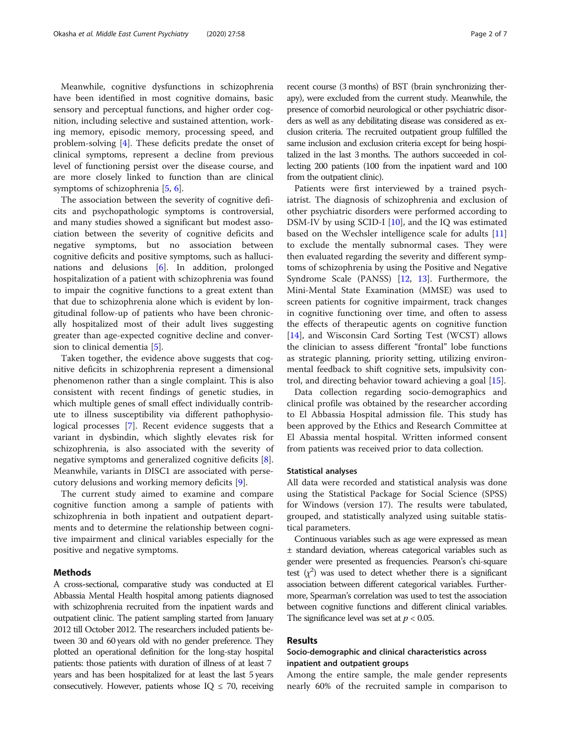Meanwhile, cognitive dysfunctions in schizophrenia have been identified in most cognitive domains, basic sensory and perceptual functions, and higher order cognition, including selective and sustained attention, working memory, episodic memory, processing speed, and problem-solving [4]. These deficits predate the onset of clinical symptoms, represent a decline from previous level of functioning persist over the disease course, and are more closely linked to function than are clinical symptoms of schizophrenia [5, 6].

The association between the severity of cognitive deficits and psychopathologic symptoms is controversial, and many studies showed a significant but modest association between the severity of cognitive deficits and negative symptoms, but no association between cognitive deficits and positive symptoms, such as hallucinations and delusions [6]. In addition, prolonged hospitalization of a patient with schizophrenia was found to impair the cognitive functions to a great extent than that due to schizophrenia alone which is evident by longitudinal follow-up of patients who have been chronically hospitalized most of their adult lives suggesting greater than age-expected cognitive decline and conversion to clinical dementia [5].

Taken together, the evidence above suggests that cognitive deficits in schizophrenia represent a dimensional phenomenon rather than a single complaint. This is also consistent with recent findings of genetic studies, in which multiple genes of small effect individually contribute to illness susceptibility via different pathophysiological processes [7]. Recent evidence suggests that a variant in dysbindin, which slightly elevates risk for schizophrenia, is also associated with the severity of negative symptoms and generalized cognitive deficits [8]. Meanwhile, variants in DISC1 are associated with persecutory delusions and working memory deficits [9].

The current study aimed to examine and compare cognitive function among a sample of patients with schizophrenia in both inpatient and outpatient departments and to determine the relationship between cognitive impairment and clinical variables especially for the positive and negative symptoms.

## Methods

A cross-sectional, comparative study was conducted at El Abbassia Mental Health hospital among patients diagnosed with schizophrenia recruited from the inpatient wards and outpatient clinic. The patient sampling started from January 2012 till October 2012. The researchers included patients between 30 and 60 years old with no gender preference. They plotted an operational definition for the long-stay hospital patients: those patients with duration of illness of at least 7 years and has been hospitalized for at least the last 5 years consecutively. However, patients whose IQ ≤ 70, receiving recent course (3 months) of BST (brain synchronizing therapy), were excluded from the current study. Meanwhile, the presence of comorbid neurological or other psychiatric disorders as well as any debilitating disease was considered as exclusion criteria. The recruited outpatient group fulfilled the same inclusion and exclusion criteria except for being hospitalized in the last 3 months. The authors succeeded in collecting 200 patients (100 from the inpatient ward and 100 from the outpatient clinic).

Patients were first interviewed by a trained psychiatrist. The diagnosis of schizophrenia and exclusion of other psychiatric disorders were performed according to DSM-IV by using SCID-I [10], and the IQ was estimated based on the Wechsler intelligence scale for adults [11] to exclude the mentally subnormal cases. They were then evaluated regarding the severity and different symptoms of schizophrenia by using the Positive and Negative Syndrome Scale (PANSS) [12, 13]. Furthermore, the Mini-Mental State Examination (MMSE) was used to screen patients for cognitive impairment, track changes in cognitive functioning over time, and often to assess the effects of therapeutic agents on cognitive function [14], and Wisconsin Card Sorting Test (WCST) allows the clinician to assess different "frontal" lobe functions as strategic planning, priority setting, utilizing environmental feedback to shift cognitive sets, impulsivity control, and directing behavior toward achieving a goal [15].

Data collection regarding socio-demographics and clinical profile was obtained by the researcher according to El Abbassia Hospital admission file. This study has been approved by the Ethics and Research Committee at El Abassia mental hospital. Written informed consent from patients was received prior to data collection.

### Statistical analyses

All data were recorded and statistical analysis was done using the Statistical Package for Social Science (SPSS) for Windows (version 17). The results were tabulated, grouped, and statistically analyzed using suitable statistical parameters.

Continuous variables such as age were expressed as mean ± standard deviation, whereas categorical variables such as gender were presented as frequencies. Pearson's chi-square test ($\chi^2$) was used to detect whether there is a significant association between different categorical variables. Furthermore, Spearman's correlation was used to test the association between cognitive functions and different clinical variables. The significance level was set at $p < 0.05$.

## Results

### Socio-demographic and clinical characteristics across inpatient and outpatient groups

Among the entire sample, the male gender represents nearly 60% of the recruited sample in comparison to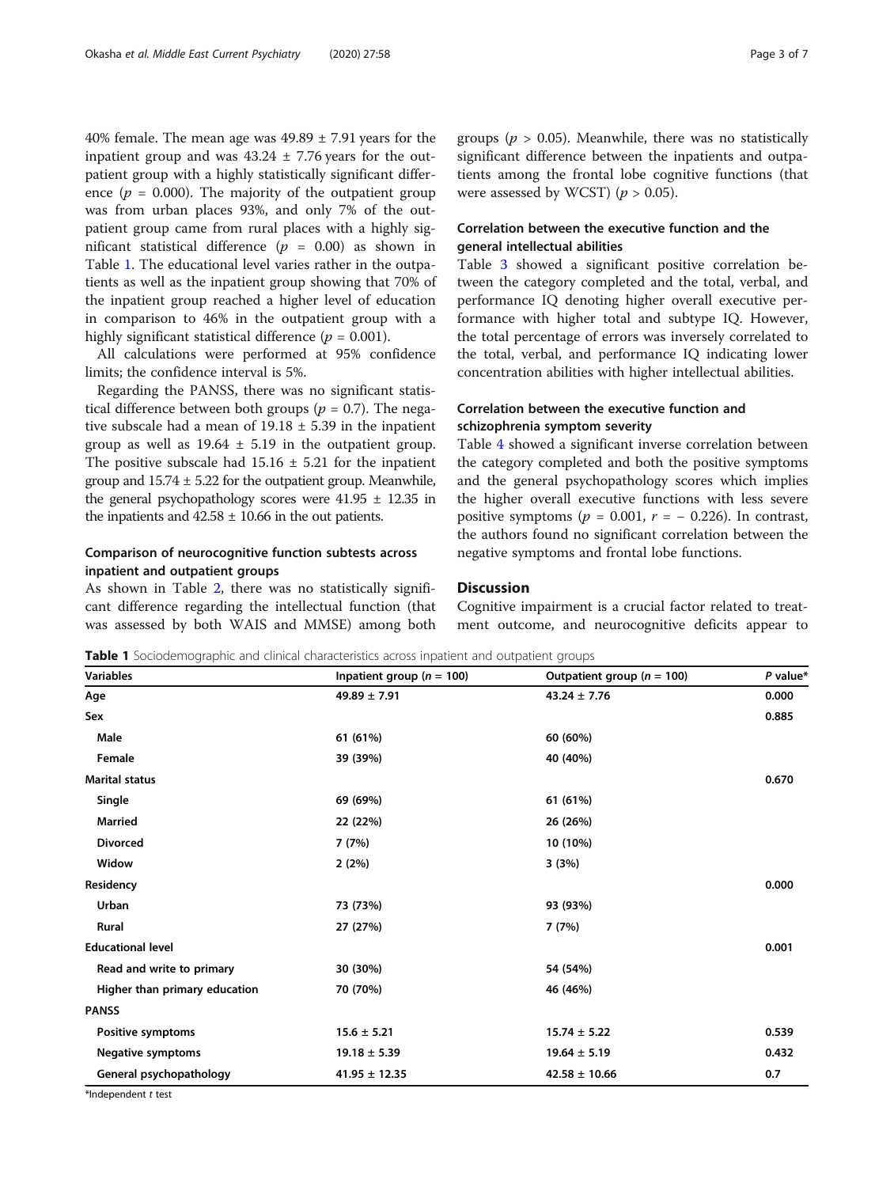40% female. The mean age was 49.89 ± 7.91 years for the inpatient group and was 43.24 ± 7.76 years for the outpatient group with a highly statistically significant difference ($p = 0.000$). The majority of the outpatient group was from urban places 93%, and only 7% of the outpatient group came from rural places with a highly significant statistical difference ($p = 0.00$) as shown in Table 1. The educational level varies rather in the outpatients as well as the inpatient group showing that 70% of the inpatient group reached a higher level of education in comparison to 46% in the outpatient group with a highly significant statistical difference ($p = 0.001$).

All calculations were performed at 95% confidence limits; the confidence interval is 5%.

Regarding the PANSS, there was no significant statistical difference between both groups ($p = 0.7$). The negative subscale had a mean of 19.18 ± 5.39 in the inpatient group as well as 19.64 ± 5.19 in the outpatient group. The positive subscale had 15.16 ± 5.21 for the inpatient group and 15.74 ± 5.22 for the outpatient group. Meanwhile, the general psychopathology scores were 41.95 ± 12.35 in the inpatients and 42.58 ± 10.66 in the out patients.

### Comparison of neurocognitive function subtests across inpatient and outpatient groups

As shown in Table 2, there was no statistically significant difference regarding the intellectual function (that was assessed by both WAIS and MMSE) among both groups ($p > 0.05$). Meanwhile, there was no statistically significant difference between the inpatients and outpatients among the frontal lobe cognitive functions (that were assessed by WCST) ($p > 0.05$).

### Correlation between the executive function and the general intellectual abilities

Table 3 showed a significant positive correlation between the category completed and the total, verbal, and performance IQ denoting higher overall executive performance with higher total and subtype IQ. However, the total percentage of errors was inversely correlated to the total, verbal, and performance IQ indicating lower concentration abilities with higher intellectual abilities.

### Correlation between the executive function and schizophrenia symptom severity

Table 4 showed a significant inverse correlation between the category completed and both the positive symptoms and the general psychopathology scores which implies the higher overall executive functions with less severe positive symptoms ($p = 0.001$, $r = -0.226$). In contrast, the authors found no significant correlation between the negative symptoms and frontal lobe functions.

## Discussion

Cognitive impairment is a crucial factor related to treatment outcome, and neurocognitive deficits appear to

**Table 1** Sociodemographic and clinical characteristics across inpatient and outpatient groups

| Variables | Inpatient group ($n = 100$) | Outpatient group ($n = 100$) | *P* value* |
|---|---|---|---|
| **Age** | **49.89 ± 7.91** | **43.24 ± 7.76** | **0.000** |
| **Sex** | | | **0.885** |
| **Male** | **61 (61%)** | **60 (60%)** | |
| **Female** | **39 (39%)** | **40 (40%)** | |
| **Marital status** | | | **0.670** |
| **Single** | **69 (69%)** | **61 (61%)** | |
| **Married** | **22 (22%)** | **26 (26%)** | |
| **Divorced** | **7 (7%)** | **10 (10%)** | |
| **Widow** | **2 (2%)** | **3 (3%)** | |
| **Residency** | | | **0.000** |
| **Urban** | **73 (73%)** | **93 (93%)** | |
| **Rural** | **27 (27%)** | **7 (7%)** | |
| **Educational level** | | | **0.001** |
| **Read and write to primary** | **30 (30%)** | **54 (54%)** | |
| **Higher than primary education** | **70 (70%)** | **46 (46%)** | |
| **PANSS** | | | |
| **Positive symptoms** | **15.6 ± 5.21** | **15.74 ± 5.22** | **0.539** |
| **Negative symptoms** | **19.18 ± 5.39** | **19.64 ± 5.19** | **0.432** |
| **General psychopathology** | **41.95 ± 12.35** | **42.58 ± 10.66** | **0.7** |

*Independent *t* test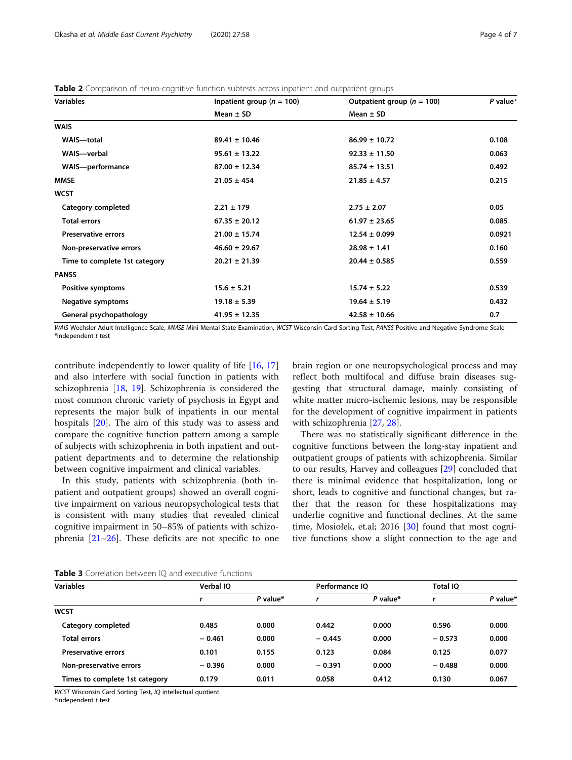**Table 2** Comparison of neuro-cognitive function subtests across inpatient and outpatient groups

| Variables | Inpatient group ($n$ = 100) | Outpatient group ($n$ = 100) | *P* value* |
|---|---|---|---|
| | Mean ± SD | Mean ± SD | |
| **WAIS** | | | |
| **WAIS—total** | **89.41 ± 10.46** | **86.99 ± 10.72** | **0.108** |
| **WAIS—verbal** | **95.61 ± 13.22** | **92.33 ± 11.50** | **0.063** |
| **WAIS—performance** | **87.00 ± 12.34** | **85.74 ± 13.51** | **0.492** |
| **MMSE** | **21.05 ± 454** | **21.85 ± 4.57** | **0.215** |
| **WCST** | | | |
| **Category completed** | **2.21 ± 179** | **2.75 ± 2.07** | **0.05** |
| **Total errors** | **67.35 ± 20.12** | **61.97 ± 23.65** | **0.085** |
| **Preservative errors** | **21.00 ± 15.74** | **12.54 ± 0.099** | **0.0921** |
| **Non-preservative errors** | **46.60 ± 29.67** | **28.98 ± 1.41** | **0.160** |
| **Time to complete 1st category** | **20.21 ± 21.39** | **20.44 ± 0.585** | **0.559** |
| **PANSS** | | | |
| **Positive symptoms** | **15.6 ± 5.21** | **15.74 ± 5.22** | **0.539** |
| **Negative symptoms** | **19.18 ± 5.39** | **19.64 ± 5.19** | **0.432** |
| **General psychopathology** | **41.95 ± 12.35** | **42.58 ± 10.66** | **0.7** |

*WAIS* Wechsler Adult Intelligence Scale, *MMSE* Mini-Mental State Examination, *WCST* Wisconsin Card Sorting Test, *PANSS* Positive and Negative Syndrome Scale
*Independent *t* test

contribute independently to lower quality of life [16, 17] and also interfere with social function in patients with schizophrenia [18, 19]. Schizophrenia is considered the most common chronic variety of psychosis in Egypt and represents the major bulk of inpatients in our mental hospitals [20]. The aim of this study was to assess and compare the cognitive function pattern among a sample of subjects with schizophrenia in both inpatient and outpatient departments and to determine the relationship between cognitive impairment and clinical variables.

In this study, patients with schizophrenia (both inpatient and outpatient groups) showed an overall cognitive impairment on various neuropsychological tests that is consistent with many studies that revealed clinical cognitive impairment in 50–85% of patients with schizophrenia [21–26]. These deficits are not specific to one brain region or one neuropsychological process and may reflect both multifocal and diffuse brain diseases suggesting that structural damage, mainly consisting of white matter micro-ischemic lesions, may be responsible for the development of cognitive impairment in patients with schizophrenia [27, 28].

There was no statistically significant difference in the cognitive functions between the long-stay inpatient and outpatient groups of patients with schizophrenia. Similar to our results, Harvey and colleagues [29] concluded that there is minimal evidence that hospitalization, long or short, leads to cognitive and functional changes, but rather that the reason for these hospitalizations may underlie cognitive and functional declines. At the same time, Mosiołek, et.al; 2016 [30] found that most cognitive functions show a slight connection to the age and

**Table 3** Correlation between IQ and executive functions

| Variables | Verbal IQ | | Performance IQ | | Total IQ | |
|---|---|---|---|---|---|---|
| | *r* | *P* value* | *r* | *P* value* | *r* | *P* value* |
| **WCST** | | | | | | |
| **Category completed** | **0.485** | **0.000** | **0.442** | **0.000** | **0.596** | **0.000** |
| **Total errors** | **− 0.461** | **0.000** | **− 0.445** | **0.000** | **− 0.573** | **0.000** |
| **Preservative errors** | **0.101** | **0.155** | **0.123** | **0.084** | **0.125** | **0.077** |
| **Non-preservative errors** | **− 0.396** | **0.000** | **− 0.391** | **0.000** | **− 0.488** | **0.000** |
| **Times to complete 1st category** | **0.179** | **0.011** | **0.058** | **0.412** | **0.130** | **0.067** |

*WCST* Wisconsin Card Sorting Test, *IQ* intellectual quotient
*Independent *t* test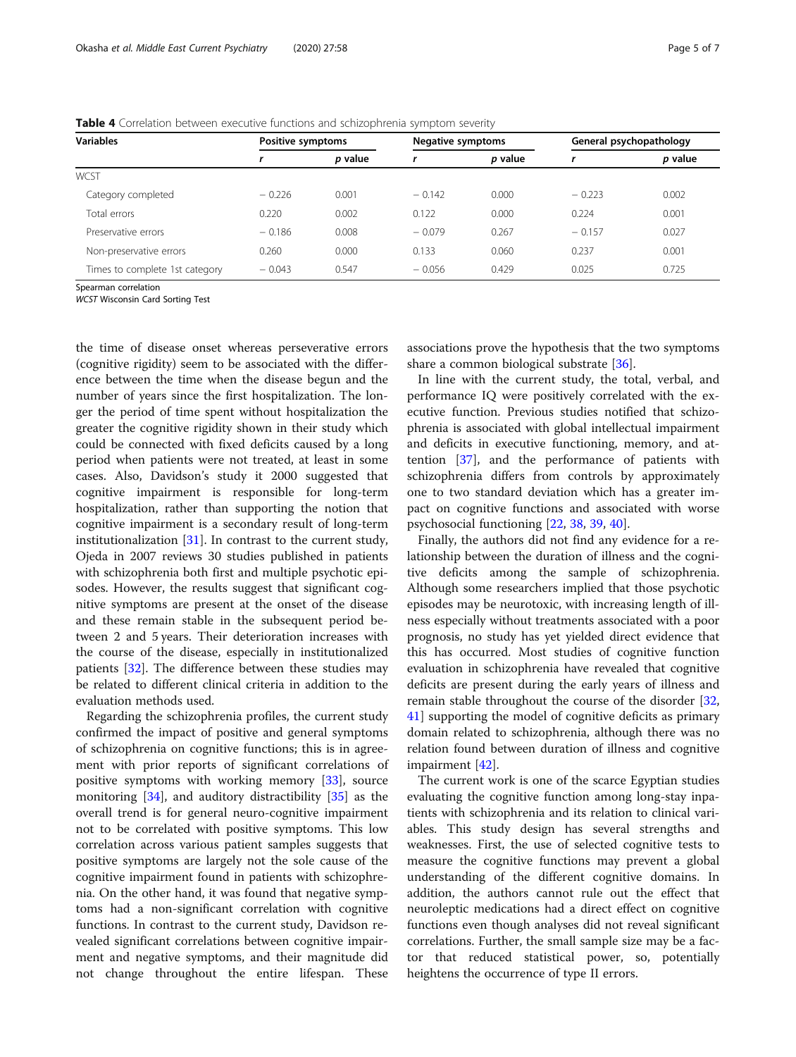**Table 4** Correlation between executive functions and schizophrenia symptom severity

| Variables | Positive symptoms | | Negative symptoms | | General psychopathology | |
|---|---|---|---|---|---|---|
| | *r* | *p* value | *r* | *p* value | *r* | *p* value |
| WCST | | | | | | |
| Category completed | − 0.226 | 0.001 | − 0.142 | 0.000 | − 0.223 | 0.002 |
| Total errors | 0.220 | 0.002 | 0.122 | 0.000 | 0.224 | 0.001 |
| Preservative errors | − 0.186 | 0.008 | − 0.079 | 0.267 | − 0.157 | 0.027 |
| Non-preservative errors | 0.260 | 0.000 | 0.133 | 0.060 | 0.237 | 0.001 |
| Times to complete 1st category | − 0.043 | 0.547 | − 0.056 | 0.429 | 0.025 | 0.725 |

Spearman correlation
*WCST* Wisconsin Card Sorting Test

the time of disease onset whereas perseverative errors (cognitive rigidity) seem to be associated with the difference between the time when the disease begun and the number of years since the first hospitalization. The longer the period of time spent without hospitalization the greater the cognitive rigidity shown in their study which could be connected with fixed deficits caused by a long period when patients were not treated, at least in some cases. Also, Davidson's study it 2000 suggested that cognitive impairment is responsible for long-term hospitalization, rather than supporting the notion that cognitive impairment is a secondary result of long-term institutionalization [31]. In contrast to the current study, Ojeda in 2007 reviews 30 studies published in patients with schizophrenia both first and multiple psychotic episodes. However, the results suggest that significant cognitive symptoms are present at the onset of the disease and these remain stable in the subsequent period between 2 and 5 years. Their deterioration increases with the course of the disease, especially in institutionalized patients [32]. The difference between these studies may be related to different clinical criteria in addition to the evaluation methods used.

Regarding the schizophrenia profiles, the current study confirmed the impact of positive and general symptoms of schizophrenia on cognitive functions; this is in agreement with prior reports of significant correlations of positive symptoms with working memory [33], source monitoring [34], and auditory distractibility [35] as the overall trend is for general neuro-cognitive impairment not to be correlated with positive symptoms. This low correlation across various patient samples suggests that positive symptoms are largely not the sole cause of the cognitive impairment found in patients with schizophrenia. On the other hand, it was found that negative symptoms had a non-significant correlation with cognitive functions. In contrast to the current study, Davidson revealed significant correlations between cognitive impairment and negative symptoms, and their magnitude did not change throughout the entire lifespan. These associations prove the hypothesis that the two symptoms share a common biological substrate [36].

In line with the current study, the total, verbal, and performance IQ were positively correlated with the executive function. Previous studies notified that schizophrenia is associated with global intellectual impairment and deficits in executive functioning, memory, and attention [37], and the performance of patients with schizophrenia differs from controls by approximately one to two standard deviation which has a greater impact on cognitive functions and associated with worse psychosocial functioning [22, 38, 39, 40].

Finally, the authors did not find any evidence for a relationship between the duration of illness and the cognitive deficits among the sample of schizophrenia. Although some researchers implied that those psychotic episodes may be neurotoxic, with increasing length of illness especially without treatments associated with a poor prognosis, no study has yet yielded direct evidence that this has occurred. Most studies of cognitive function evaluation in schizophrenia have revealed that cognitive deficits are present during the early years of illness and remain stable throughout the course of the disorder [32, 41] supporting the model of cognitive deficits as primary domain related to schizophrenia, although there was no relation found between duration of illness and cognitive impairment [42].

The current work is one of the scarce Egyptian studies evaluating the cognitive function among long-stay inpatients with schizophrenia and its relation to clinical variables. This study design has several strengths and weaknesses. First, the use of selected cognitive tests to measure the cognitive functions may prevent a global understanding of the different cognitive domains. In addition, the authors cannot rule out the effect that neuroleptic medications had a direct effect on cognitive functions even though analyses did not reveal significant correlations. Further, the small sample size may be a factor that reduced statistical power, so, potentially heightens the occurrence of type II errors.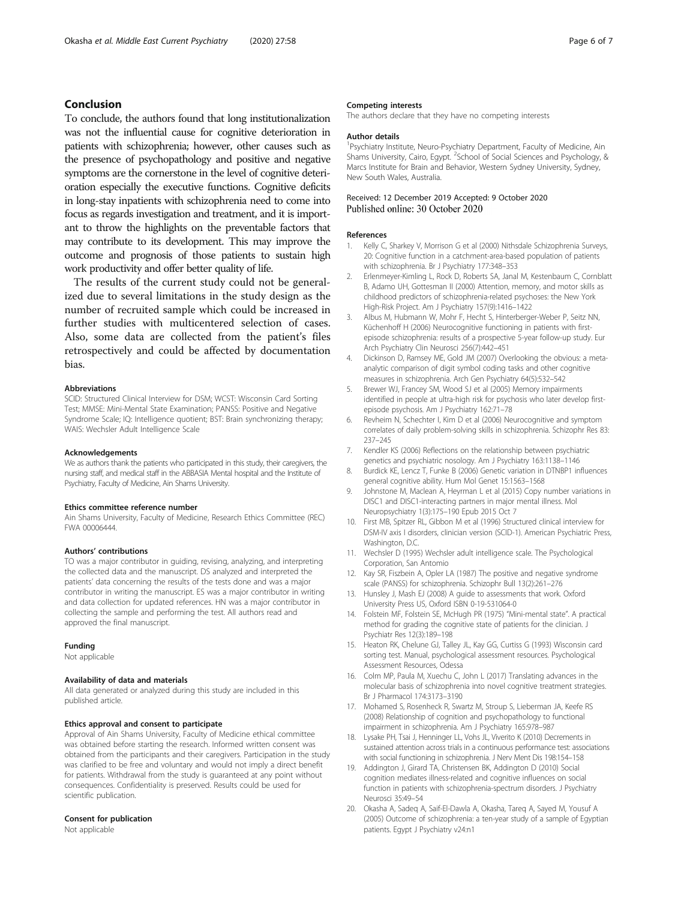## Conclusion

To conclude, the authors found that long institutionalization was not the influential cause for cognitive deterioration in patients with schizophrenia; however, other causes such as the presence of psychopathology and positive and negative symptoms are the cornerstone in the level of cognitive deterioration especially the executive functions. Cognitive deficits in long-stay inpatients with schizophrenia need to come into focus as regards investigation and treatment, and it is important to throw the highlights on the preventable factors that may contribute to its development. This may improve the outcome and prognosis of those patients to sustain high work productivity and offer better quality of life.

The results of the current study could not be generalized due to several limitations in the study design as the number of recruited sample which could be increased in further studies with multicentered selection of cases. Also, some data are collected from the patient's files retrospectively and could be affected by documentation bias.

#### Abbreviations

SCID: Structured Clinical Interview for DSM; WCST: Wisconsin Card Sorting Test; MMSE: Mini-Mental State Examination; PANSS: Positive and Negative Syndrome Scale; IQ: Intelligence quotient; BST: Brain synchronizing therapy; WAIS: Wechsler Adult Intelligence Scale

#### Acknowledgements

We as authors thank the patients who participated in this study, their caregivers, the nursing staff, and medical staff in the ABBASIA Mental hospital and the Institute of Psychiatry, Faculty of Medicine, Ain Shams University.

#### Ethics committee reference number

Ain Shams University, Faculty of Medicine, Research Ethics Committee (REC) FWA 00006444.

#### Authors' contributions

TO was a major contributor in guiding, revising, analyzing, and interpreting the collected data and the manuscript. DS analyzed and interpreted the patients' data concerning the results of the tests done and was a major contributor in writing the manuscript. ES was a major contributor in writing and data collection for updated references. HN was a major contributor in collecting the sample and performing the test. All authors read and approved the final manuscript.

#### Funding

Not applicable

#### Availability of data and materials

All data generated or analyzed during this study are included in this published article.

#### Ethics approval and consent to participate

Approval of Ain Shams University, Faculty of Medicine ethical committee was obtained before starting the research. Informed written consent was obtained from the participants and their caregivers. Participation in the study was clarified to be free and voluntary and would not imply a direct benefit for patients. Withdrawal from the study is guaranteed at any point without consequences. Confidentiality is preserved. Results could be used for scientific publication.

#### Consent for publication

Not applicable

#### Competing interests

The authors declare that they have no competing interests

#### Author details

[1]Psychiatry Institute, Neuro-Psychiatry Department, Faculty of Medicine, Ain Shams University, Cairo, Egypt. [2]School of Social Sciences and Psychology, & Marcs Institute for Brain and Behavior, Western Sydney University, Sydney, New South Wales, Australia.

Received: 12 December 2019 Accepted: 9 October 2020
Published online: 30 October 2020

#### References

1. Kelly C, Sharkey V, Morrison G et al (2000) Nithsdale Schizophrenia Surveys, 20: Cognitive function in a catchment-area-based population of patients with schizophrenia. Br J Psychiatry 177:348–353
2. Erlenmeyer-Kimling L, Rock D, Roberts SA, Janal M, Kestenbaum C, Cornblatt B, Adamo UH, Gottesman II (2000) Attention, memory, and motor skills as childhood predictors of schizophrenia-related psychoses: the New York High-Risk Project. Am J Psychiatry 157(9):1416–1422
3. Albus M, Hubmann W, Mohr F, Hecht S, Hinterberger-Weber P, Seitz NN, Küchenhoff H (2006) Neurocognitive functioning in patients with first-episode schizophrenia: results of a prospective 5-year follow-up study. Eur Arch Psychiatry Clin Neurosci 256(7):442–451
4. Dickinson D, Ramsey ME, Gold JM (2007) Overlooking the obvious: a meta-analytic comparison of digit symbol coding tasks and other cognitive measures in schizophrenia. Arch Gen Psychiatry 64(5):532–542
5. Brewer WJ, Francey SM, Wood SJ et al (2005) Memory impairments identified in people at ultra-high risk for psychosis who later develop first-episode psychosis. Am J Psychiatry 162:71–78
6. Revheim N, Schechter I, Kim D et al (2006) Neurocognitive and symptom correlates of daily problem-solving skills in schizophrenia. Schizophr Res 83: 237–245
7. Kendler KS (2006) Reflections on the relationship between psychiatric genetics and psychiatric nosology. Am J Psychiatry 163:1138–1146
8. Burdick KE, Lencz T, Funke B (2006) Genetic variation in DTNBP1 influences general cognitive ability. Hum Mol Genet 15:1563–1568
9. Johnstone M, Maclean A, Heyrman L et al (2015) Copy number variations in DISC1 and DISC1-interacting partners in major mental illness. Mol Neuropsychiatry 1(3):175–190 Epub 2015 Oct 7
10. First MB, Spitzer RL, Gibbon M et al (1996) Structured clinical interview for DSM-IV axis I disorders, clinician version (SCID-1). American Psychiatric Press, Washington, D.C.
11. Wechsler D (1995) Wechsler adult intelligence scale. The Psychological Corporation, San Antomio
12. Kay SR, Fiszbein A, Opler LA (1987) The positive and negative syndrome scale (PANSS) for schizophrenia. Schizophr Bull 13(2):261–276
13. Hunsley J, Mash EJ (2008) A guide to assessments that work. Oxford University Press US, Oxford ISBN 0-19-531064-0
14. Folstein MF, Folstein SE, McHugh PR (1975) "Mini-mental state". A practical method for grading the cognitive state of patients for the clinician. J Psychiatr Res 12(3):189–198
15. Heaton RK, Chelune GJ, Talley JL, Kay GG, Curtiss G (1993) Wisconsin card sorting test. Manual, psychological assessment resources. Psychological Assessment Resources, Odessa
16. Colm MP, Paula M, Xuechu C, John L (2017) Translating advances in the molecular basis of schizophrenia into novel cognitive treatment strategies. Br J Pharmacol 174:3173–3190
17. Mohamed S, Rosenheck R, Swartz M, Stroup S, Lieberman JA, Keefe RS (2008) Relationship of cognition and psychopathology to functional impairment in schizophrenia. Am J Psychiatry 165:978–987
18. Lysake PH, Tsai J, Henninger LL, Vohs JL, Viverito K (2010) Decrements in sustained attention across trials in a continuous performance test: associations with social functioning in schizophrenia. J Nerv Ment Dis 198:154–158
19. Addington J, Girard TA, Christensen BK, Addington D (2010) Social cognition mediates illness-related and cognitive influences on social function in patients with schizophrenia-spectrum disorders. J Psychiatry Neurosci 35:49–54
20. Okasha A, Sadeq A, Saif-El-Dawla A, Okasha, Tareq A, Sayed M, Yousuf A (2005) Outcome of schizophrenia: a ten-year study of a sample of Egyptian patients. Egypt J Psychiatry v24:n1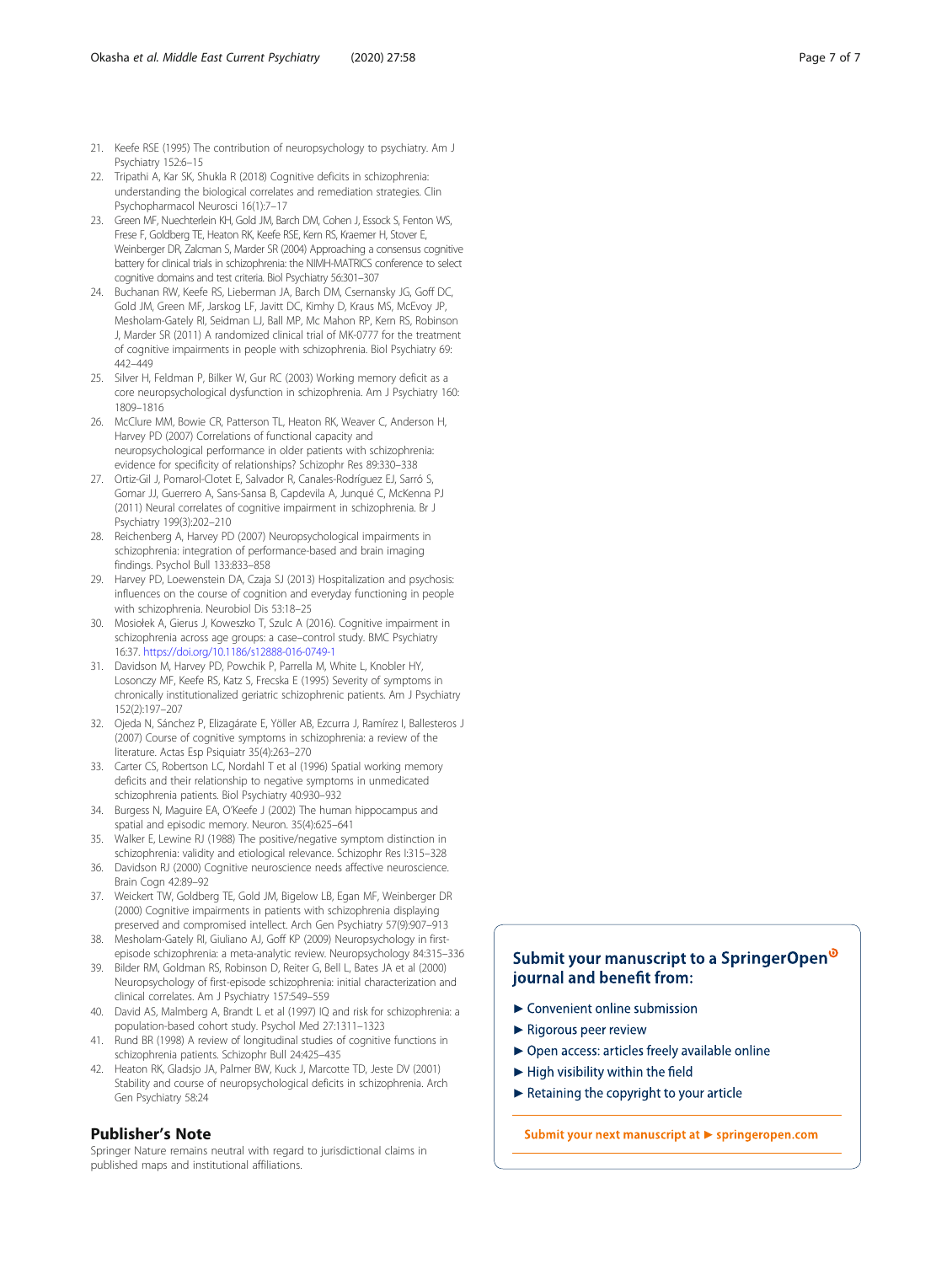21. Keefe RSE (1995) The contribution of neuropsychology to psychiatry. Am J Psychiatry 152:6–15
22. Tripathi A, Kar SK, Shukla R (2018) Cognitive deficits in schizophrenia: understanding the biological correlates and remediation strategies. Clin Psychopharmacol Neurosci 16(1):7–17
23. Green MF, Nuechterlein KH, Gold JM, Barch DM, Cohen J, Essock S, Fenton WS, Frese F, Goldberg TE, Heaton RK, Keefe RSE, Kern RS, Kraemer H, Stover E, Weinberger DR, Zalcman S, Marder SR (2004) Approaching a consensus cognitive battery for clinical trials in schizophrenia: the NIMH-MATRICS conference to select cognitive domains and test criteria. Biol Psychiatry 56:301–307
24. Buchanan RW, Keefe RS, Lieberman JA, Barch DM, Csernansky JG, Goff DC, Gold JM, Green MF, Jarskog LF, Javitt DC, Kimhy D, Kraus MS, McEvoy JP, Mesholam-Gately RI, Seidman LJ, Ball MP, Mc Mahon RP, Kern RS, Robinson J, Marder SR (2011) A randomized clinical trial of MK-0777 for the treatment of cognitive impairments in people with schizophrenia. Biol Psychiatry 69: 442–449
25. Silver H, Feldman P, Bilker W, Gur RC (2003) Working memory deficit as a core neuropsychological dysfunction in schizophrenia. Am J Psychiatry 160: 1809–1816
26. McClure MM, Bowie CR, Patterson TL, Heaton RK, Weaver C, Anderson H, Harvey PD (2007) Correlations of functional capacity and neuropsychological performance in older patients with schizophrenia: evidence for specificity of relationships? Schizophr Res 89:330–338
27. Ortiz-Gil J, Pomarol-Clotet E, Salvador R, Canales-Rodríguez EJ, Sarró S, Gomar JJ, Guerrero A, Sans-Sansa B, Capdevila A, Junqué C, McKenna PJ (2011) Neural correlates of cognitive impairment in schizophrenia. Br J Psychiatry 199(3):202–210
28. Reichenberg A, Harvey PD (2007) Neuropsychological impairments in schizophrenia: integration of performance-based and brain imaging findings. Psychol Bull 133:833–858
29. Harvey PD, Loewenstein DA, Czaja SJ (2013) Hospitalization and psychosis: influences on the course of cognition and everyday functioning in people with schizophrenia. Neurobiol Dis 53:18–25
30. Mosiołek A, Gierus J, Koweszko T, Szulc A (2016). Cognitive impairment in schizophrenia across age groups: a case–control study. BMC Psychiatry 16:37. https://doi.org/10.1186/s12888-016-0749-1
31. Davidson M, Harvey PD, Powchik P, Parrella M, White L, Knobler HY, Losonczy MF, Keefe RS, Katz S, Frecska E (1995) Severity of symptoms in chronically institutionalized geriatric schizophrenic patients. Am J Psychiatry 152(2):197–207
32. Ojeda N, Sánchez P, Elizagárate E, Yöller AB, Ezcurra J, Ramírez I, Ballesteros J (2007) Course of cognitive symptoms in schizophrenia: a review of the literature. Actas Esp Psiquiatr 35(4):263–270
33. Carter CS, Robertson LC, Nordahl T et al (1996) Spatial working memory deficits and their relationship to negative symptoms in unmedicated schizophrenia patients. Biol Psychiatry 40:930–932
34. Burgess N, Maguire EA, O'Keefe J (2002) The human hippocampus and spatial and episodic memory. Neuron. 35(4):625–641
35. Walker E, Lewine RJ (1988) The positive/negative symptom distinction in schizophrenia: validity and etiological relevance. Schizophr Res l:315–328
36. Davidson RJ (2000) Cognitive neuroscience needs affective neuroscience. Brain Cogn 42:89–92
37. Weickert TW, Goldberg TE, Gold JM, Bigelow LB, Egan MF, Weinberger DR (2000) Cognitive impairments in patients with schizophrenia displaying preserved and compromised intellect. Arch Gen Psychiatry 57(9):907–913
38. Mesholam-Gately RI, Giuliano AJ, Goff KP (2009) Neuropsychology in first-episode schizophrenia: a meta-analytic review. Neuropsychology 84:315–336
39. Bilder RM, Goldman RS, Robinson D, Reiter G, Bell L, Bates JA et al (2000) Neuropsychology of first-episode schizophrenia: initial characterization and clinical correlates. Am J Psychiatry 157:549–559
40. David AS, Malmberg A, Brandt L et al (1997) IQ and risk for schizophrenia: a population-based cohort study. Psychol Med 27:1311–1323
41. Rund BR (1998) A review of longitudinal studies of cognitive functions in schizophrenia patients. Schizophr Bull 24:425–435
42. Heaton RK, Gladsjo JA, Palmer BW, Kuck J, Marcotte TD, Jeste DV (2001) Stability and course of neuropsychological deficits in schizophrenia. Arch Gen Psychiatry 58:24

## Publisher's Note

Springer Nature remains neutral with regard to jurisdictional claims in published maps and institutional affiliations.

**Submit your manuscript to a SpringerOpen journal and benefit from:**

- Convenient online submission
- Rigorous peer review
- Open access: articles freely available online
- High visibility within the field
- Retaining the copyright to your article

**Submit your next manuscript at ▶ springeropen.com**